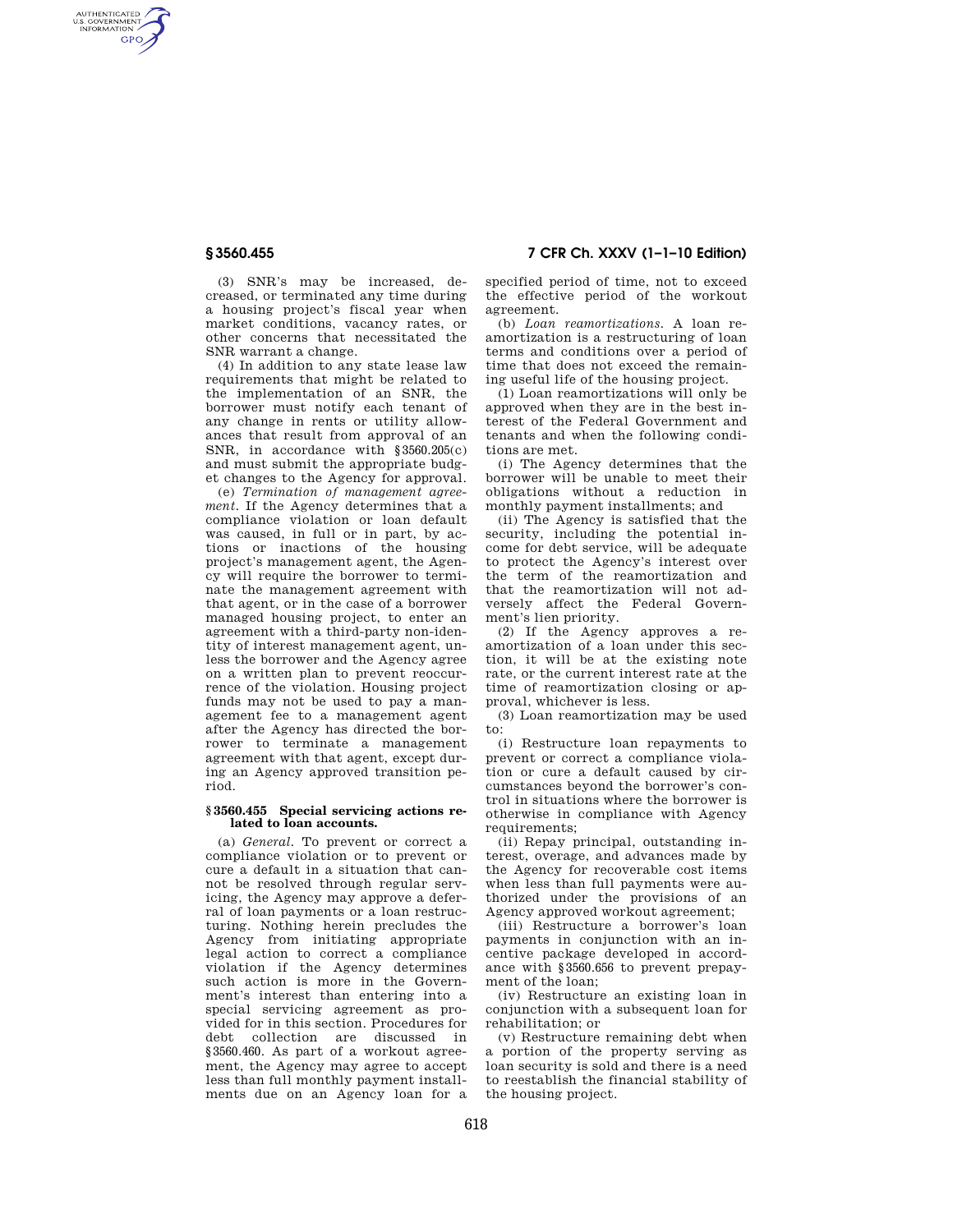(3) SNR's may be increased, decreased, or terminated any time during a housing project's fiscal year when market conditions, vacancy rates, or other concerns that necessitated the SNR warrant a change.

(4) In addition to any state lease law requirements that might be related to the implementation of an SNR, the borrower must notify each tenant of any change in rents or utility allowances that result from approval of an SNR, in accordance with §3560.205(c) and must submit the appropriate budget changes to the Agency for approval.

(e) *Termination of management agreement.* If the Agency determines that a compliance violation or loan default was caused, in full or in part, by actions or inactions of the housing project's management agent, the Agency will require the borrower to terminate the management agreement with that agent, or in the case of a borrower managed housing project, to enter an agreement with a third-party non-identity of interest management agent, unless the borrower and the Agency agree on a written plan to prevent reoccurrence of the violation. Housing project funds may not be used to pay a management fee to a management agent after the Agency has directed the borrower to terminate a management agreement with that agent, except during an Agency approved transition period.

### §3560.455 Special servicing actions related to loan accounts.

(a) *General.* To prevent or correct a compliance violation or to prevent or cure a default in a situation that cannot be resolved through regular servicing, the Agency may approve a deferral of loan payments or a loan restructuring. Nothing herein precludes the Agency from initiating appropriate legal action to correct a compliance violation if the Agency determines such action is more in the Government's interest than entering into a special servicing agreement as provided for in this section. Procedures for debt collection are discussed in §3560.460. As part of a workout agreement, the Agency may agree to accept less than full monthly payment installments due on an Agency loan for a specified period of time, not to exceed the effective period of the workout agreement.

(b) *Loan reamortizations.* A loan reamortization is a restructuring of loan terms and conditions over a period of time that does not exceed the remaining useful life of the housing project.

(1) Loan reamortizations will only be approved when they are in the best interest of the Federal Government and tenants and when the following conditions are met.

(i) The Agency determines that the borrower will be unable to meet their obligations without a reduction in monthly payment installments; and

(ii) The Agency is satisfied that the security, including the potential income for debt service, will be adequate to protect the Agency's interest over the term of the reamortization and that the reamortization will not adversely affect the Federal Government's lien priority.

(2) If the Agency approves a reamortization of a loan under this section, it will be at the existing note rate, or the current interest rate at the time of reamortization closing or approval, whichever is less.

(3) Loan reamortization may be used to:

(i) Restructure loan repayments to prevent or correct a compliance violation or cure a default caused by circumstances beyond the borrower's control in situations where the borrower is otherwise in compliance with Agency requirements;

(ii) Repay principal, outstanding interest, overage, and advances made by the Agency for recoverable cost items when less than full payments were authorized under the provisions of an Agency approved workout agreement;

(iii) Restructure a borrower's loan payments in conjunction with an incentive package developed in accordance with §3560.656 to prevent prepayment of the loan;

(iv) Restructure an existing loan in conjunction with a subsequent loan for rehabilitation; or

(v) Restructure remaining debt when a portion of the property serving as loan security is sold and there is a need to reestablish the financial stability of the housing project.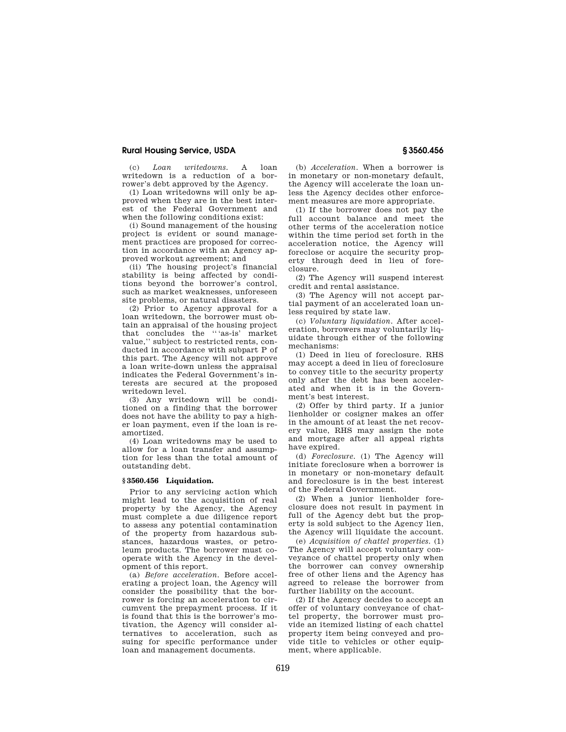(c) *Loan writedowns.* A loan writedown is a reduction of a borrower's debt approved by the Agency.

(1) Loan writedowns will only be approved when they are in the best interest of the Federal Government and when the following conditions exist:

(i) Sound management of the housing project is evident or sound management practices are proposed for correction in accordance with an Agency approved workout agreement; and

(ii) The housing project's financial stability is being affected by conditions beyond the borrower's control, such as market weaknesses, unforeseen site problems, or natural disasters.

(2) Prior to Agency approval for a loan writedown, the borrower must obtain an appraisal of the housing project that concludes the '''as-is' market value,'' subject to restricted rents, conducted in accordance with subpart P of this part. The Agency will not approve a loan write-down unless the appraisal indicates the Federal Government's interests are secured at the proposed writedown level.

(3) Any writedown will be conditioned on a finding that the borrower does not have the ability to pay a higher loan payment, even if the loan is reamortized.

(4) Loan writedowns may be used to allow for a loan transfer and assumption for less than the total amount of outstanding debt.

### § 3560.456 Liquidation.

Prior to any servicing action which might lead to the acquisition of real property by the Agency, the Agency must complete a due diligence report to assess any potential contamination of the property from hazardous substances, hazardous wastes, or petroleum products. The borrower must cooperate with the Agency in the development of this report.

(a) *Before acceleration.* Before accelerating a project loan, the Agency will consider the possibility that the borrower is forcing an acceleration to circumvent the prepayment process. If it is found that this is the borrower's motivation, the Agency will consider alternatives to acceleration, such as suing for specific performance under loan and management documents.

(b) *Acceleration.* When a borrower is in monetary or non-monetary default, the Agency will accelerate the loan unless the Agency decides other enforcement measures are more appropriate.

(1) If the borrower does not pay the full account balance and meet the other terms of the acceleration notice within the time period set forth in the acceleration notice, the Agency will foreclose or acquire the security property through deed in lieu of foreclosure.

(2) The Agency will suspend interest credit and rental assistance.

(3) The Agency will not accept partial payment of an accelerated loan unless required by state law.

(c) *Voluntary liquidation.* After acceleration, borrowers may voluntarily liquidate through either of the following mechanisms:

(1) Deed in lieu of foreclosure. RHS may accept a deed in lieu of foreclosure to convey title to the security property only after the debt has been accelerated and when it is in the Government's best interest.

(2) Offer by third party. If a junior lienholder or cosigner makes an offer in the amount of at least the net recovery value, RHS may assign the note and mortgage after all appeal rights have expired.

(d) *Foreclosure.* (1) The Agency will initiate foreclosure when a borrower is in monetary or non-monetary default and foreclosure is in the best interest of the Federal Government.

(2) When a junior lienholder foreclosure does not result in payment in full of the Agency debt but the property is sold subject to the Agency lien, the Agency will liquidate the account.

(e) *Acquisition of chattel properties.* (1) The Agency will accept voluntary conveyance of chattel property only when the borrower can convey ownership free of other liens and the Agency has agreed to release the borrower from further liability on the account.

(2) If the Agency decides to accept an offer of voluntary conveyance of chattel property, the borrower must provide an itemized listing of each chattel property item being conveyed and provide title to vehicles or other equipment, where applicable.